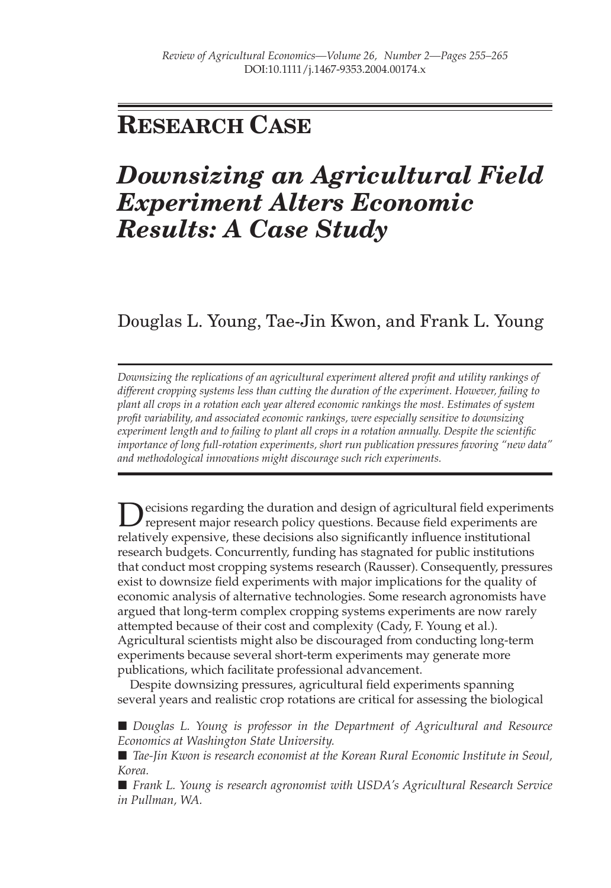## RESEARCH CASE

# *Downsizing an Agricultural Field Experiment Alters Economic Results: A Case Study*

Douglas L. Young, Tae-Jin Kwon, and Frank L. Young

*Downsizing the replications of an agricultural experiment altered profit and utility rankings of different cropping systems less than cutting the duration of the experiment. However, failing to plant all crops in a rotation each year altered economic rankings the most. Estimates of system profit variability, and associated economic rankings, were especially sensitive to downsizing experiment length and to failing to plant all crops in a rotation annually. Despite the scientific importance of long full-rotation experiments, short run publication pressures favoring "new data" and methodological innovations might discourage such rich experiments.*

Decisions regarding the duration and design of agricultural field experiments represent major research policy questions. Because field experiments are relatively expensive, these decisions also significantly influence institutional research budgets. Concurrently, funding has stagnated for public institutions that conduct most cropping systems research (Rausser). Consequently, pressures exist to downsize field experiments with major implications for the quality of economic analysis of alternative technologies. Some research agronomists have argued that long-term complex cropping systems experiments are now rarely attempted because of their cost and complexity (Cady, F. Young et al.). Agricultural scientists might also be discouraged from conducting long-term experiments because several short-term experiments may generate more publications, which facilitate professional advancement.

Despite downsizing pressures, agricultural field experiments spanning several years and realistic crop rotations are critical for assessing the biological

■ *Douglas L. Young is professor in the Department of Agricultural and Resource Economics at Washington State University.*

■ *Tae-Jin Kwon is research economist at the Korean Rural Economic Institute in Seoul, Korea.*

■ *Frank L. Young is research agronomist with USDA's Agricultural Research Service in Pullman, WA.*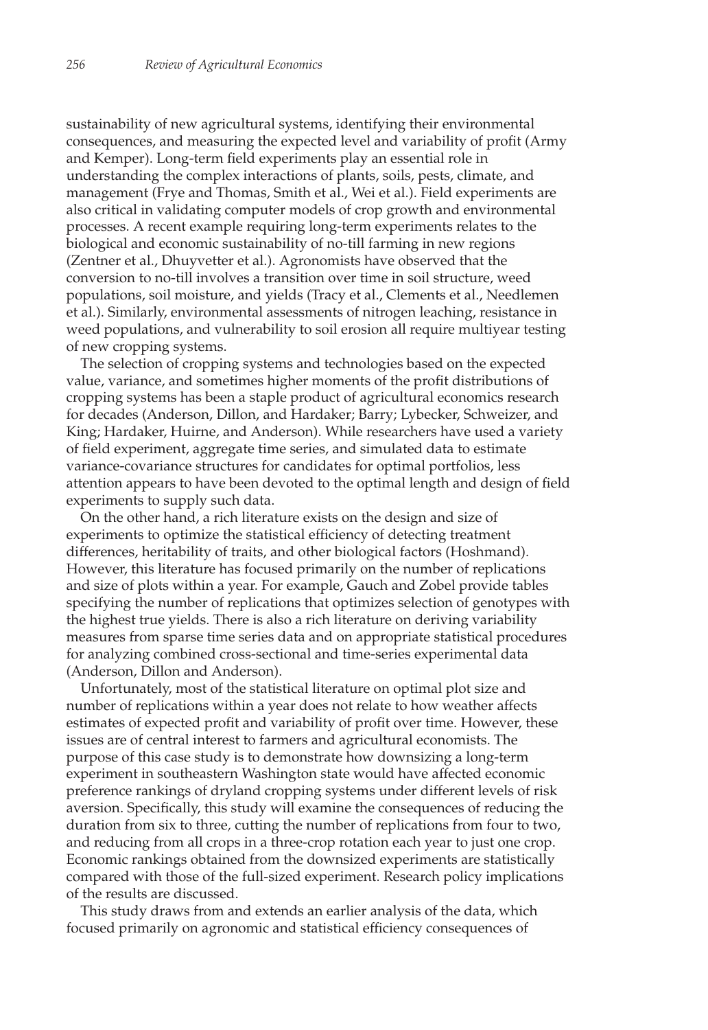sustainability of new agricultural systems, identifying their environmental consequences, and measuring the expected level and variability of profit (Army and Kemper). Long-term field experiments play an essential role in understanding the complex interactions of plants, soils, pests, climate, and management (Frye and Thomas, Smith et al., Wei et al.). Field experiments are also critical in validating computer models of crop growth and environmental processes. A recent example requiring long-term experiments relates to the biological and economic sustainability of no-till farming in new regions (Zentner et al., Dhuyvetter et al.). Agronomists have observed that the conversion to no-till involves a transition over time in soil structure, weed populations, soil moisture, and yields (Tracy et al., Clements et al., Needlemen et al.). Similarly, environmental assessments of nitrogen leaching, resistance in weed populations, and vulnerability to soil erosion all require multiyear testing of new cropping systems.

The selection of cropping systems and technologies based on the expected value, variance, and sometimes higher moments of the profit distributions of cropping systems has been a staple product of agricultural economics research for decades (Anderson, Dillon, and Hardaker; Barry; Lybecker, Schweizer, and King; Hardaker, Huirne, and Anderson). While researchers have used a variety of field experiment, aggregate time series, and simulated data to estimate variance-covariance structures for candidates for optimal portfolios, less attention appears to have been devoted to the optimal length and design of field experiments to supply such data.

On the other hand, a rich literature exists on the design and size of experiments to optimize the statistical efficiency of detecting treatment differences, heritability of traits, and other biological factors (Hoshmand). However, this literature has focused primarily on the number of replications and size of plots within a year. For example, Gauch and Zobel provide tables specifying the number of replications that optimizes selection of genotypes with the highest true yields. There is also a rich literature on deriving variability measures from sparse time series data and on appropriate statistical procedures for analyzing combined cross-sectional and time-series experimental data (Anderson, Dillon and Anderson).

Unfortunately, most of the statistical literature on optimal plot size and number of replications within a year does not relate to how weather affects estimates of expected profit and variability of profit over time. However, these issues are of central interest to farmers and agricultural economists. The purpose of this case study is to demonstrate how downsizing a long-term experiment in southeastern Washington state would have affected economic preference rankings of dryland cropping systems under different levels of risk aversion. Specifically, this study will examine the consequences of reducing the duration from six to three, cutting the number of replications from four to two, and reducing from all crops in a three-crop rotation each year to just one crop. Economic rankings obtained from the downsized experiments are statistically compared with those of the full-sized experiment. Research policy implications of the results are discussed.

This study draws from and extends an earlier analysis of the data, which focused primarily on agronomic and statistical efficiency consequences of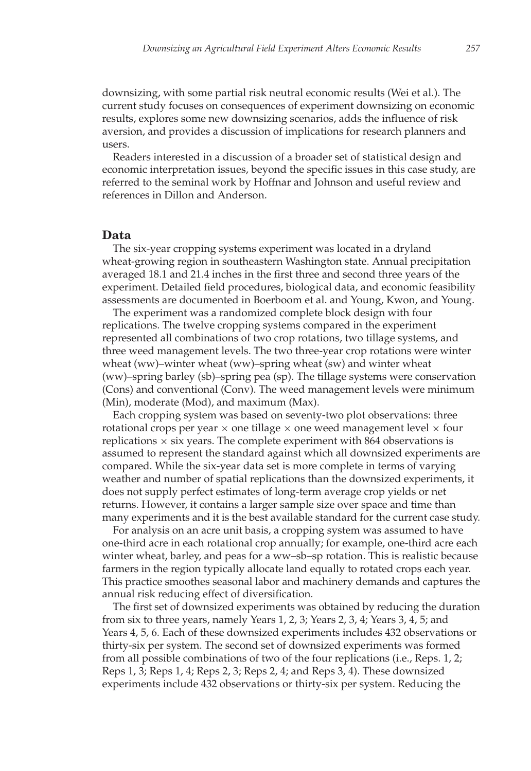downsizing, with some partial risk neutral economic results (Wei et al.). The current study focuses on consequences of experiment downsizing on economic results, explores some new downsizing scenarios, adds the influence of risk aversion, and provides a discussion of implications for research planners and users.

Readers interested in a discussion of a broader set of statistical design and economic interpretation issues, beyond the specific issues in this case study, are referred to the seminal work by Hoffnar and Johnson and useful review and references in Dillon and Anderson.

## Data

The six-year cropping systems experiment was located in a dryland wheat-growing region in southeastern Washington state. Annual precipitation averaged 18.1 and 21.4 inches in the first three and second three years of the experiment. Detailed field procedures, biological data, and economic feasibility assessments are documented in Boerboom et al. and Young, Kwon, and Young.

The experiment was a randomized complete block design with four replications. The twelve cropping systems compared in the experiment represented all combinations of two crop rotations, two tillage systems, and three weed management levels. The two three-year crop rotations were winter wheat (ww)–winter wheat (ww)–spring wheat (sw) and winter wheat (ww)–spring barley (sb)–spring pea (sp). The tillage systems were conservation (Cons) and conventional (Conv). The weed management levels were minimum (Min), moderate (Mod), and maximum (Max).

Each cropping system was based on seventy-two plot observations: three rotational crops per year × one tillage × one weed management level × four replications × six years. The complete experiment with 864 observations is assumed to represent the standard against which all downsized experiments are compared. While the six-year data set is more complete in terms of varying weather and number of spatial replications than the downsized experiments, it does not supply perfect estimates of long-term average crop yields or net returns. However, it contains a larger sample size over space and time than many experiments and it is the best available standard for the current case study.

For analysis on an acre unit basis, a cropping system was assumed to have one-third acre in each rotational crop annually; for example, one-third acre each winter wheat, barley, and peas for a ww–sb–sp rotation. This is realistic because farmers in the region typically allocate land equally to rotated crops each year. This practice smoothes seasonal labor and machinery demands and captures the annual risk reducing effect of diversification.

The first set of downsized experiments was obtained by reducing the duration from six to three years, namely Years 1, 2, 3; Years 2, 3, 4; Years 3, 4, 5; and Years 4, 5, 6. Each of these downsized experiments includes 432 observations or thirty-six per system. The second set of downsized experiments was formed from all possible combinations of two of the four replications (i.e., Reps. 1, 2; Reps 1, 3; Reps 1, 4; Reps 2, 3; Reps 2, 4; and Reps 3, 4). These downsized experiments include 432 observations or thirty-six per system. Reducing the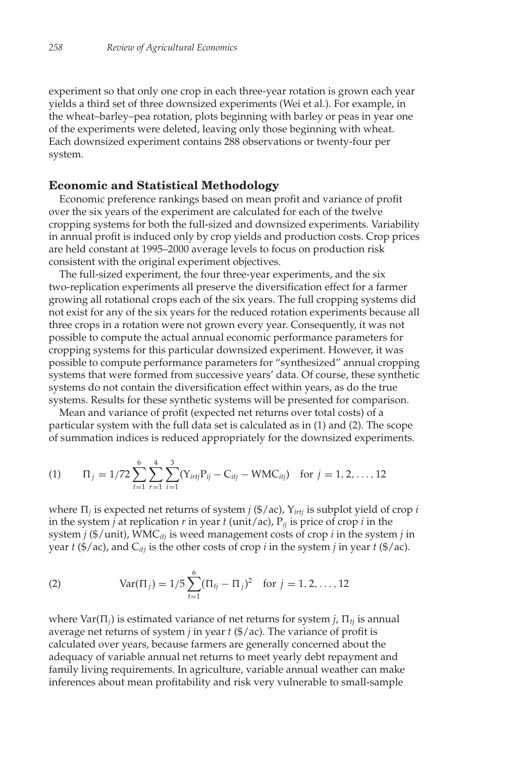experiment so that only one crop in each three-year rotation is grown each year yields a third set of three downsized experiments (Wei et al.). For example, in the wheat–barley–pea rotation, plots beginning with barley or peas in year one of the experiments were deleted, leaving only those beginning with wheat. Each downsized experiment contains 288 observations or twenty-four per system.

## Economic and Statistical Methodology

Economic preference rankings based on mean profit and variance of profit over the six years of the experiment are calculated for each of the twelve cropping systems for both the full-sized and downsized experiments. Variability in annual profit is induced only by crop yields and production costs. Crop prices are held constant at 1995–2000 average levels to focus on production risk consistent with the original experiment objectives.

The full-sized experiment, the four three-year experiments, and the six two-replication experiments all preserve the diversification effect for a farmer growing all rotational crops each of the six years. The full cropping systems did not exist for any of the six years for the reduced rotation experiments because all three crops in a rotation were not grown every year. Consequently, it was not possible to compute the actual annual economic performance parameters for cropping systems for this particular downsized experiment. However, it was possible to compute performance parameters for "synthesized" annual cropping systems that were formed from successive years' data. Of course, these synthetic systems do not contain the diversification effect within years, as do the true systems. Results for these synthetic systems will be presented for comparison.

Mean and variance of profit (expected net returns over total costs) of a particular system with the full data set is calculated as in (1) and (2). The scope of summation indices is reduced appropriately for the downsized experiments.

$$(1) \qquad \Pi_j = 1/72 \sum_{t=1}^{6} \sum_{r=1}^{4} \sum_{i=1}^{3} (Y_{irtj} P_{ij} - C_{itj} - WMC_{itj}) \quad \text{for } j = 1, 2, \ldots, 12$$

where $\Pi_j$ is expected net returns of system $j$ (\$/ac), $Y_{irtj}$ is subplot yield of crop $i$ in the system $j$ at replication $r$ in year $t$ (unit/ac), $P_{ij}$ is price of crop $i$ in the system $j$ (\$/unit), $WMC_{itj}$ is weed management costs of crop $i$ in the system $j$ in year $t$ (\$/ac), and $C_{itj}$ is the other costs of crop $i$ in the system $j$ in year $t$ (\$/ac).

$$(2) \qquad \text{Var}(\Pi_j) = 1/5 \sum_{t=1}^{6} (\Pi_{tj} - \Pi_j)^2 \quad \text{for } j = 1, 2, \ldots, 12$$

where $\text{Var}(\Pi_j)$ is estimated variance of net returns for system $j$, $\Pi_{tj}$ is annual average net returns of system $j$ in year $t$ (\$/ac). The variance of profit is calculated over years, because farmers are generally concerned about the adequacy of variable annual net returns to meet yearly debt repayment and family living requirements. In agriculture, variable annual weather can make inferences about mean profitability and risk very vulnerable to small-sample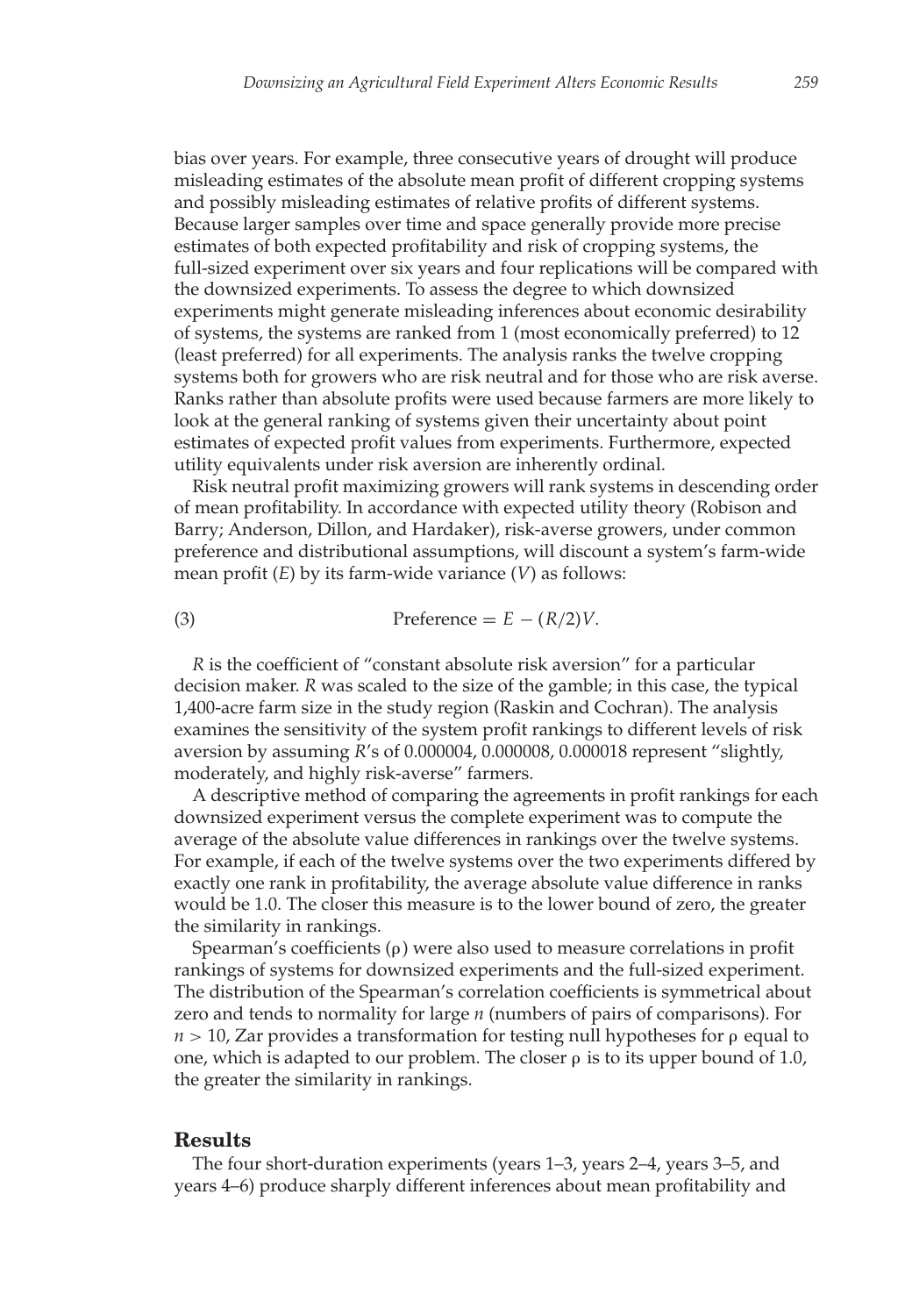bias over years. For example, three consecutive years of drought will produce misleading estimates of the absolute mean profit of different cropping systems and possibly misleading estimates of relative profits of different systems. Because larger samples over time and space generally provide more precise estimates of both expected profitability and risk of cropping systems, the full-sized experiment over six years and four replications will be compared with the downsized experiments. To assess the degree to which downsized experiments might generate misleading inferences about economic desirability of systems, the systems are ranked from 1 (most economically preferred) to 12 (least preferred) for all experiments. The analysis ranks the twelve cropping systems both for growers who are risk neutral and for those who are risk averse. Ranks rather than absolute profits were used because farmers are more likely to look at the general ranking of systems given their uncertainty about point estimates of expected profit values from experiments. Furthermore, expected utility equivalents under risk aversion are inherently ordinal.

Risk neutral profit maximizing growers will rank systems in descending order of mean profitability. In accordance with expected utility theory (Robison and Barry; Anderson, Dillon, and Hardaker), risk-averse growers, under common preference and distributional assumptions, will discount a system's farm-wide mean profit ($E$) by its farm-wide variance ($V$) as follows:

$$\text{Preference} = E - (R/2)V. \tag{3}$$

$R$ is the coefficient of "constant absolute risk aversion" for a particular decision maker. $R$ was scaled to the size of the gamble; in this case, the typical 1,400-acre farm size in the study region (Raskin and Cochran). The analysis examines the sensitivity of the system profit rankings to different levels of risk aversion by assuming $R$'s of 0.000004, 0.000008, 0.000018 represent "slightly, moderately, and highly risk-averse" farmers.

A descriptive method of comparing the agreements in profit rankings for each downsized experiment versus the complete experiment was to compute the average of the absolute value differences in rankings over the twelve systems. For example, if each of the twelve systems over the two experiments differed by exactly one rank in profitability, the average absolute value difference in ranks would be 1.0. The closer this measure is to the lower bound of zero, the greater the similarity in rankings.

Spearman's coefficients ($\rho$) were also used to measure correlations in profit rankings of systems for downsized experiments and the full-sized experiment. The distribution of the Spearman's correlation coefficients is symmetrical about zero and tends to normality for large $n$ (numbers of pairs of comparisons). For $n > 10$, Zar provides a transformation for testing null hypotheses for $\rho$ equal to one, which is adapted to our problem. The closer $\rho$ is to its upper bound of 1.0, the greater the similarity in rankings.

## Results

The four short-duration experiments (years 1–3, years 2–4, years 3–5, and years 4–6) produce sharply different inferences about mean profitability and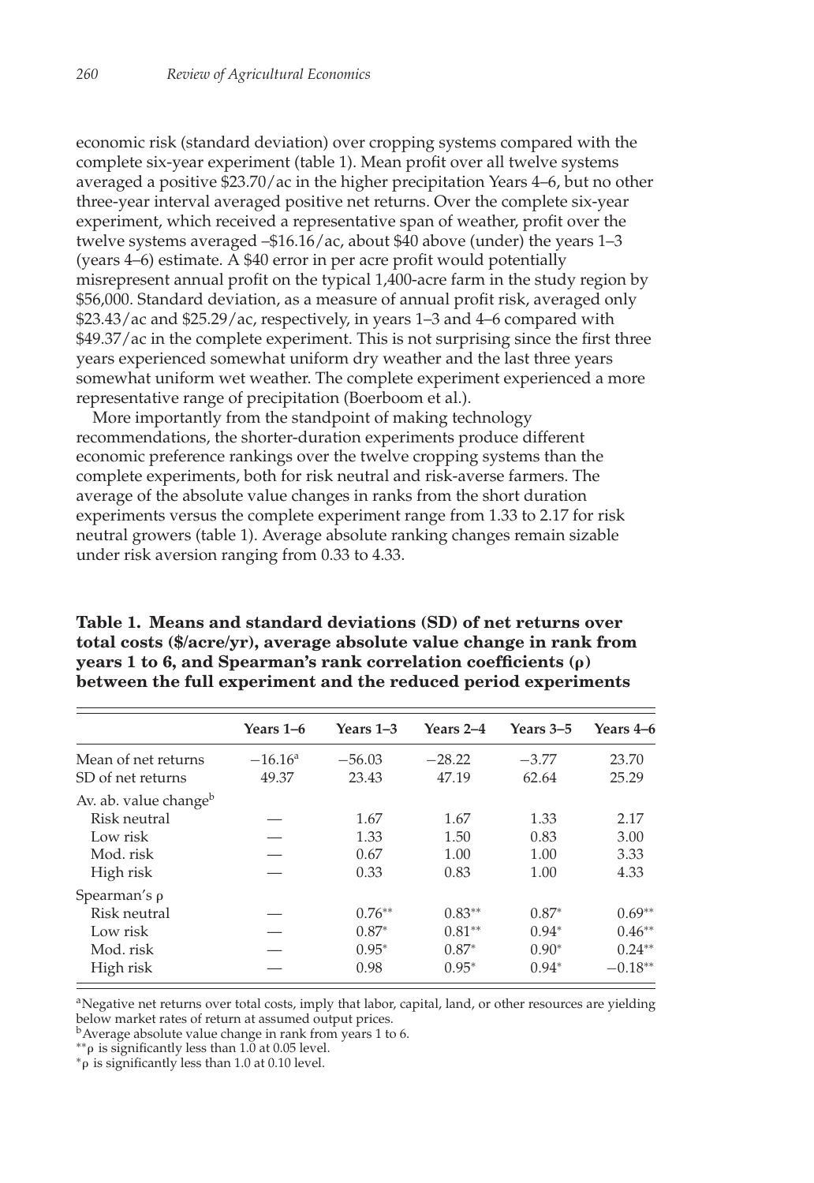economic risk (standard deviation) over cropping systems compared with the complete six-year experiment (table 1). Mean profit over all twelve systems averaged a positive $23.70/ac in the higher precipitation Years 4–6, but no other three-year interval averaged positive net returns. Over the complete six-year experiment, which received a representative span of weather, profit over the twelve systems averaged –$16.16/ac, about $40 above (under) the years 1–3 (years 4–6) estimate. A $40 error in per acre profit would potentially misrepresent annual profit on the typical 1,400-acre farm in the study region by $56,000. Standard deviation, as a measure of annual profit risk, averaged only $23.43/ac and $25.29/ac, respectively, in years 1–3 and 4–6 compared with $49.37/ac in the complete experiment. This is not surprising since the first three years experienced somewhat uniform dry weather and the last three years somewhat uniform wet weather. The complete experiment experienced a more representative range of precipitation (Boerboom et al.).

More importantly from the standpoint of making technology recommendations, the shorter-duration experiments produce different economic preference rankings over the twelve cropping systems than the complete experiments, both for risk neutral and risk-averse farmers. The average of the absolute value changes in ranks from the short duration experiments versus the complete experiment range from 1.33 to 2.17 for risk neutral growers (table 1). Average absolute ranking changes remain sizable under risk aversion ranging from 0.33 to 4.33.

**Table 1. Means and standard deviations (SD) of net returns over total costs ($/acre/yr), average absolute value change in rank from years 1 to 6, and Spearman's rank correlation coefficients (ρ) between the full experiment and the reduced period experiments**

| | Years 1–6 | Years 1–3 | Years 2–4 | Years 3–5 | Years 4–6 |
|---|---|---|---|---|---|
| Mean of net returns | −16.16[a] | −56.03 | −28.22 | −3.77 | 23.70 |
| SD of net returns | 49.37 | 23.43 | 47.19 | 62.64 | 25.29 |
| Av. ab. value change[b] | | | | | |
| Risk neutral | — | 1.67 | 1.67 | 1.33 | 2.17 |
| Low risk | — | 1.33 | 1.50 | 0.83 | 3.00 |
| Mod. risk | — | 0.67 | 1.00 | 1.00 | 3.33 |
| High risk | — | 0.33 | 0.83 | 1.00 | 4.33 |
| Spearman's ρ | | | | | |
| Risk neutral | — | 0.76** | 0.83** | 0.87* | 0.69** |
| Low risk | — | 0.87* | 0.81** | 0.94* | 0.46** |
| Mod. risk | — | 0.95* | 0.87* | 0.90* | 0.24** |
| High risk | — | 0.98 | 0.95* | 0.94* | −0.18** |

[a]Negative net returns over total costs, imply that labor, capital, land, or other resources are yielding below market rates of return at assumed output prices.

[b]Average absolute value change in rank from years 1 to 6.

**ρ is significantly less than 1.0 at 0.05 level.

*ρ is significantly less than 1.0 at 0.10 level.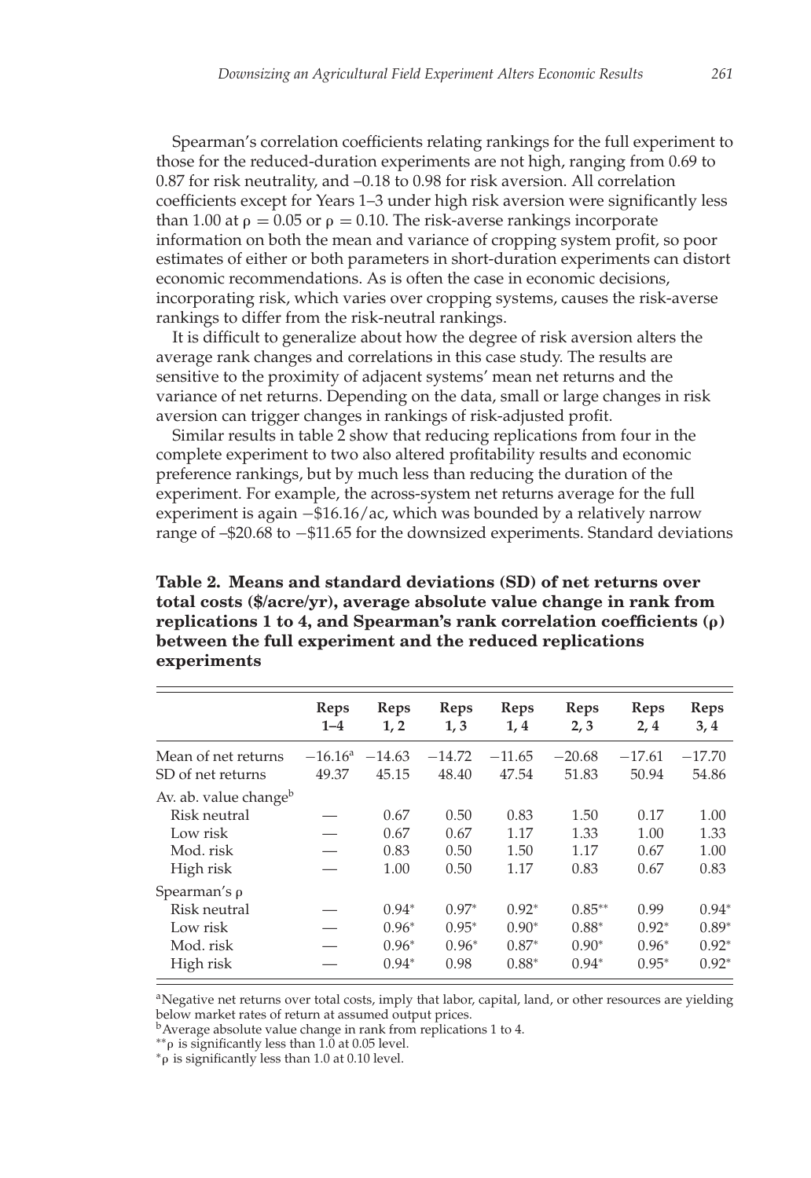Spearman's correlation coefficients relating rankings for the full experiment to those for the reduced-duration experiments are not high, ranging from 0.69 to 0.87 for risk neutrality, and –0.18 to 0.98 for risk aversion. All correlation coefficients except for Years 1–3 under high risk aversion were significantly less than 1.00 at $\rho = 0.05$ or $\rho = 0.10$. The risk-averse rankings incorporate information on both the mean and variance of cropping system profit, so poor estimates of either or both parameters in short-duration experiments can distort economic recommendations. As is often the case in economic decisions, incorporating risk, which varies over cropping systems, causes the risk-averse rankings to differ from the risk-neutral rankings.

It is difficult to generalize about how the degree of risk aversion alters the average rank changes and correlations in this case study. The results are sensitive to the proximity of adjacent systems' mean net returns and the variance of net returns. Depending on the data, small or large changes in risk aversion can trigger changes in rankings of risk-adjusted profit.

Similar results in table 2 show that reducing replications from four in the complete experiment to two also altered profitability results and economic preference rankings, but by much less than reducing the duration of the experiment. For example, the across-system net returns average for the full experiment is again −\$16.16/ac, which was bounded by a relatively narrow range of –\$20.68 to −\$11.65 for the downsized experiments. Standard deviations

**Table 2. Means and standard deviations (SD) of net returns over total costs (\$/acre/yr), average absolute value change in rank from replications 1 to 4, and Spearman's rank correlation coefficients (ρ) between the full experiment and the reduced replications experiments**

| | Reps 1–4 | Reps 1, 2 | Reps 1, 3 | Reps 1, 4 | Reps 2, 3 | Reps 2, 4 | Reps 3, 4 |
|---|---|---|---|---|---|---|---|
| Mean of net returns | −16.16[a] | −14.63 | −14.72 | −11.65 | −20.68 | −17.61 | −17.70 |
| SD of net returns | 49.37 | 45.15 | 48.40 | 47.54 | 51.83 | 50.94 | 54.86 |
| Av. ab. value change[b] | | | | | | | |
| Risk neutral | — | 0.67 | 0.50 | 0.83 | 1.50 | 0.17 | 1.00 |
| Low risk | — | 0.67 | 0.67 | 1.17 | 1.33 | 1.00 | 1.33 |
| Mod. risk | — | 0.83 | 0.50 | 1.50 | 1.17 | 0.67 | 1.00 |
| High risk | — | 1.00 | 0.50 | 1.17 | 0.83 | 0.67 | 0.83 |
| Spearman's ρ | | | | | | | |
| Risk neutral | — | 0.94* | 0.97* | 0.92* | 0.85** | 0.99 | 0.94* |
| Low risk | — | 0.96* | 0.95* | 0.90* | 0.88* | 0.92* | 0.89* |
| Mod. risk | — | 0.96* | 0.96* | 0.87* | 0.90* | 0.96* | 0.92* |
| High risk | — | 0.94* | 0.98 | 0.88* | 0.94* | 0.95* | 0.92* |

[a]Negative net returns over total costs, imply that labor, capital, land, or other resources are yielding below market rates of return at assumed output prices.

[b]Average absolute value change in rank from replications 1 to 4.

**ρ is significantly less than 1.0 at 0.05 level.

*ρ is significantly less than 1.0 at 0.10 level.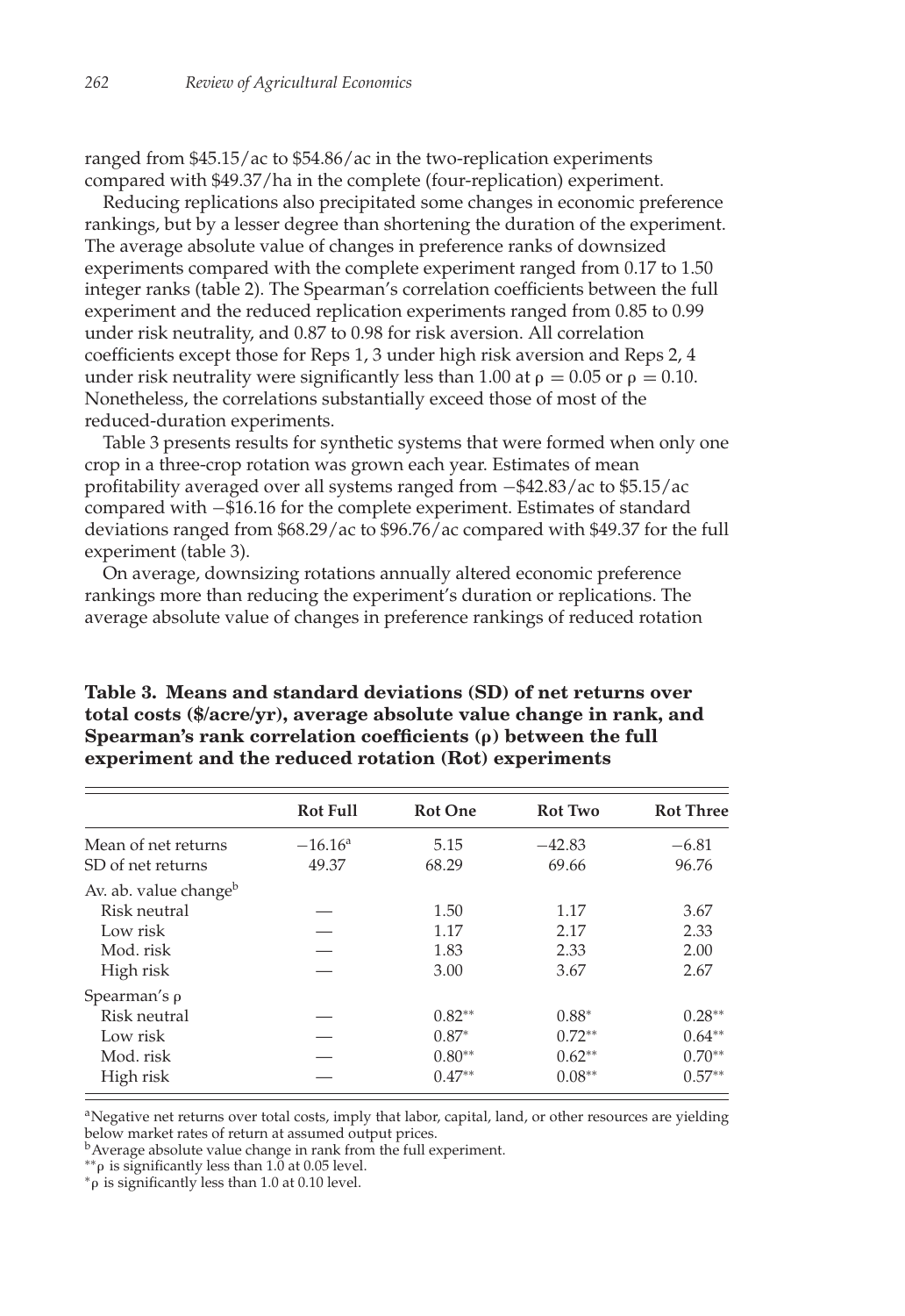ranged from \$45.15/ac to \$54.86/ac in the two-replication experiments compared with \$49.37/ha in the complete (four-replication) experiment.

Reducing replications also precipitated some changes in economic preference rankings, but by a lesser degree than shortening the duration of the experiment. The average absolute value of changes in preference ranks of downsized experiments compared with the complete experiment ranged from 0.17 to 1.50 integer ranks (table 2). The Spearman's correlation coefficients between the full experiment and the reduced replication experiments ranged from 0.85 to 0.99 under risk neutrality, and 0.87 to 0.98 for risk aversion. All correlation coefficients except those for Reps 1, 3 under high risk aversion and Reps 2, 4 under risk neutrality were significantly less than 1.00 at $\rho = 0.05$ or $\rho = 0.10$. Nonetheless, the correlations substantially exceed those of most of the reduced-duration experiments.

Table 3 presents results for synthetic systems that were formed when only one crop in a three-crop rotation was grown each year. Estimates of mean profitability averaged over all systems ranged from −\$42.83/ac to \$5.15/ac compared with −\$16.16 for the complete experiment. Estimates of standard deviations ranged from \$68.29/ac to \$96.76/ac compared with \$49.37 for the full experiment (table 3).

On average, downsizing rotations annually altered economic preference rankings more than reducing the experiment's duration or replications. The average absolute value of changes in preference rankings of reduced rotation

**Table 3. Means and standard deviations (SD) of net returns over total costs (\$/acre/yr), average absolute value change in rank, and Spearman's rank correlation coefficients (ρ) between the full experiment and the reduced rotation (Rot) experiments**

| | Rot Full | Rot One | Rot Two | Rot Three |
|---|---|---|---|---|
| Mean of net returns | −16.16[a] | 5.15 | −42.83 | −6.81 |
| SD of net returns | 49.37 | 68.29 | 69.66 | 96.76 |
| Av. ab. value change[b] | | | | |
| Risk neutral | — | 1.50 | 1.17 | 3.67 |
| Low risk | — | 1.17 | 2.17 | 2.33 |
| Mod. risk | — | 1.83 | 2.33 | 2.00 |
| High risk | — | 3.00 | 3.67 | 2.67 |
| Spearman's ρ | | | | |
| Risk neutral | — | 0.82** | 0.88* | 0.28** |
| Low risk | — | 0.87* | 0.72** | 0.64** |
| Mod. risk | — | 0.80** | 0.62** | 0.70** |
| High risk | — | 0.47** | 0.08** | 0.57** |

[a]Negative net returns over total costs, imply that labor, capital, land, or other resources are yielding below market rates of return at assumed output prices.
[b]Average absolute value change in rank from the full experiment.
**ρ is significantly less than 1.0 at 0.05 level.
*ρ is significantly less than 1.0 at 0.10 level.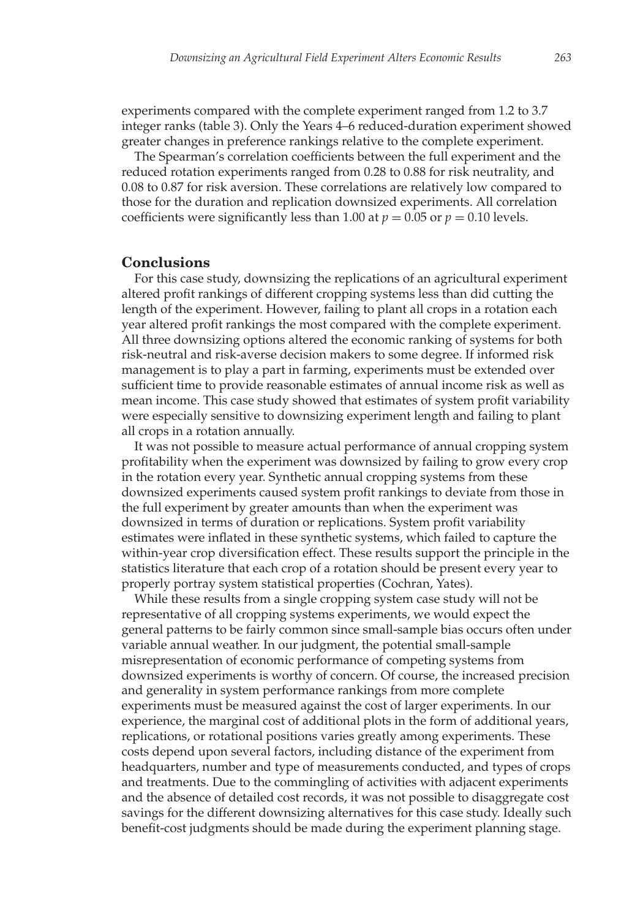experiments compared with the complete experiment ranged from 1.2 to 3.7 integer ranks (table 3). Only the Years 4–6 reduced-duration experiment showed greater changes in preference rankings relative to the complete experiment.

The Spearman's correlation coefficients between the full experiment and the reduced rotation experiments ranged from 0.28 to 0.88 for risk neutrality, and 0.08 to 0.87 for risk aversion. These correlations are relatively low compared to those for the duration and replication downsized experiments. All correlation coefficients were significantly less than 1.00 at $p = 0.05$ or $p = 0.10$ levels.

## Conclusions

For this case study, downsizing the replications of an agricultural experiment altered profit rankings of different cropping systems less than did cutting the length of the experiment. However, failing to plant all crops in a rotation each year altered profit rankings the most compared with the complete experiment. All three downsizing options altered the economic ranking of systems for both risk-neutral and risk-averse decision makers to some degree. If informed risk management is to play a part in farming, experiments must be extended over sufficient time to provide reasonable estimates of annual income risk as well as mean income. This case study showed that estimates of system profit variability were especially sensitive to downsizing experiment length and failing to plant all crops in a rotation annually.

It was not possible to measure actual performance of annual cropping system profitability when the experiment was downsized by failing to grow every crop in the rotation every year. Synthetic annual cropping systems from these downsized experiments caused system profit rankings to deviate from those in the full experiment by greater amounts than when the experiment was downsized in terms of duration or replications. System profit variability estimates were inflated in these synthetic systems, which failed to capture the within-year crop diversification effect. These results support the principle in the statistics literature that each crop of a rotation should be present every year to properly portray system statistical properties (Cochran, Yates).

While these results from a single cropping system case study will not be representative of all cropping systems experiments, we would expect the general patterns to be fairly common since small-sample bias occurs often under variable annual weather. In our judgment, the potential small-sample misrepresentation of economic performance of competing systems from downsized experiments is worthy of concern. Of course, the increased precision and generality in system performance rankings from more complete experiments must be measured against the cost of larger experiments. In our experience, the marginal cost of additional plots in the form of additional years, replications, or rotational positions varies greatly among experiments. These costs depend upon several factors, including distance of the experiment from headquarters, number and type of measurements conducted, and types of crops and treatments. Due to the commingling of activities with adjacent experiments and the absence of detailed cost records, it was not possible to disaggregate cost savings for the different downsizing alternatives for this case study. Ideally such benefit-cost judgments should be made during the experiment planning stage.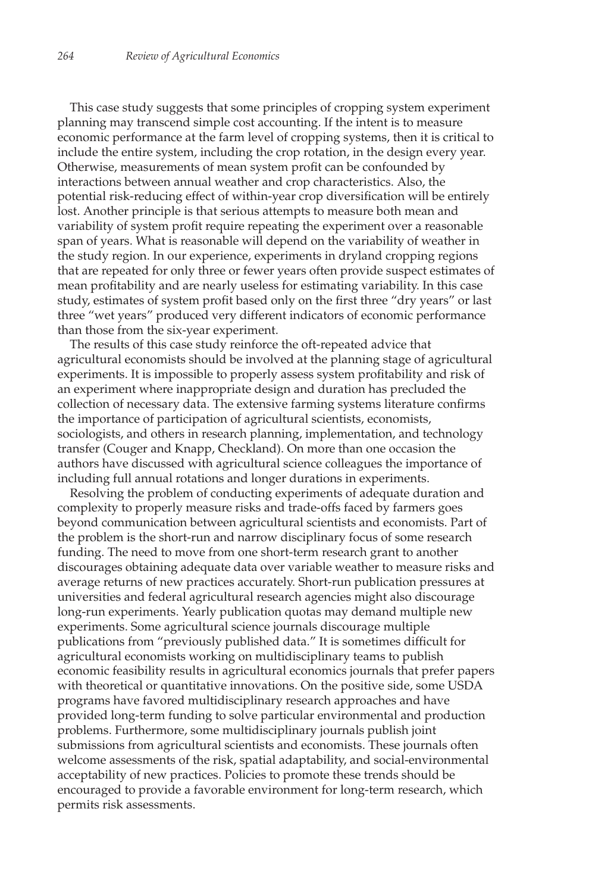This case study suggests that some principles of cropping system experiment planning may transcend simple cost accounting. If the intent is to measure economic performance at the farm level of cropping systems, then it is critical to include the entire system, including the crop rotation, in the design every year. Otherwise, measurements of mean system profit can be confounded by interactions between annual weather and crop characteristics. Also, the potential risk-reducing effect of within-year crop diversification will be entirely lost. Another principle is that serious attempts to measure both mean and variability of system profit require repeating the experiment over a reasonable span of years. What is reasonable will depend on the variability of weather in the study region. In our experience, experiments in dryland cropping regions that are repeated for only three or fewer years often provide suspect estimates of mean profitability and are nearly useless for estimating variability. In this case study, estimates of system profit based only on the first three "dry years" or last three "wet years" produced very different indicators of economic performance than those from the six-year experiment.

The results of this case study reinforce the oft-repeated advice that agricultural economists should be involved at the planning stage of agricultural experiments. It is impossible to properly assess system profitability and risk of an experiment where inappropriate design and duration has precluded the collection of necessary data. The extensive farming systems literature confirms the importance of participation of agricultural scientists, economists, sociologists, and others in research planning, implementation, and technology transfer (Couger and Knapp, Checkland). On more than one occasion the authors have discussed with agricultural science colleagues the importance of including full annual rotations and longer durations in experiments.

Resolving the problem of conducting experiments of adequate duration and complexity to properly measure risks and trade-offs faced by farmers goes beyond communication between agricultural scientists and economists. Part of the problem is the short-run and narrow disciplinary focus of some research funding. The need to move from one short-term research grant to another discourages obtaining adequate data over variable weather to measure risks and average returns of new practices accurately. Short-run publication pressures at universities and federal agricultural research agencies might also discourage long-run experiments. Yearly publication quotas may demand multiple new experiments. Some agricultural science journals discourage multiple publications from "previously published data." It is sometimes difficult for agricultural economists working on multidisciplinary teams to publish economic feasibility results in agricultural economics journals that prefer papers with theoretical or quantitative innovations. On the positive side, some USDA programs have favored multidisciplinary research approaches and have provided long-term funding to solve particular environmental and production problems. Furthermore, some multidisciplinary journals publish joint submissions from agricultural scientists and economists. These journals often welcome assessments of the risk, spatial adaptability, and social-environmental acceptability of new practices. Policies to promote these trends should be encouraged to provide a favorable environment for long-term research, which permits risk assessments.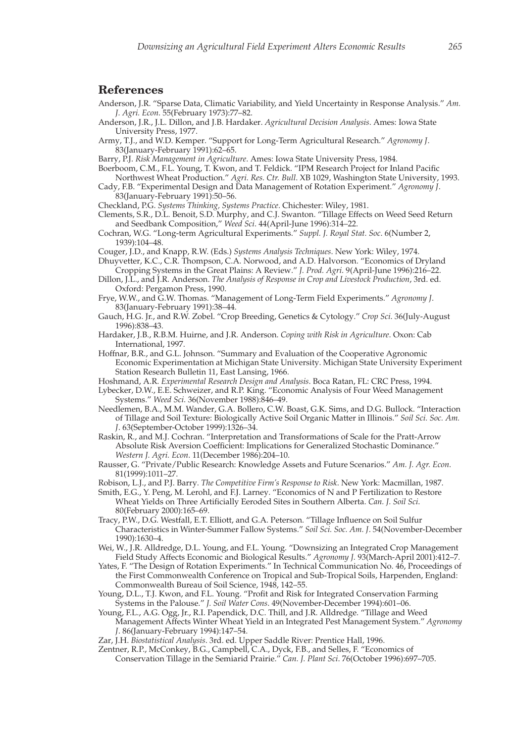## References

Anderson, J.R. "Sparse Data, Climatic Variability, and Yield Uncertainty in Response Analysis." *Am. J. Agri. Econ.* 55(February 1973):77–82.

Anderson, J.R., J.L. Dillon, and J.B. Hardaker. *Agricultural Decision Analysis*. Ames: Iowa State University Press, 1977.

Army, T.J., and W.D. Kemper. "Support for Long-Term Agricultural Research." *Agronomy J.* 83(January-February 1991):62–65.

Barry, P.J. *Risk Management in Agriculture*. Ames: Iowa State University Press, 1984.

Boerboom, C.M., F.L. Young, T. Kwon, and T. Feldick. "IPM Research Project for Inland Pacific Northwest Wheat Production." *Agri. Res. Ctr. Bull*. XB 1029, Washington State University, 1993.

Cady, F.B. "Experimental Design and Data Management of Rotation Experiment." *Agronomy J.* 83(January-February 1991):50–56.

Checkland, P.G. *Systems Thinking, Systems Practice*. Chichester: Wiley, 1981.

Clements, S.R., D.L. Benoit, S.D. Murphy, and C.J. Swanton. "Tillage Effects on Weed Seed Return and Seedbank Composition," *Weed Sci*. 44(April-June 1996):314–22.

Cochran, W.G. "Long-term Agricultural Experiments." *Suppl. J. Royal Stat. Soc*. 6(Number 2, 1939):104–48.

Couger, J.D., and Knapp, R.W. (Eds.) *Systems Analysis Techniques*. New York: Wiley, 1974.

Dhuyvetter, K.C., C.R. Thompson, C.A. Norwood, and A.D. Halvorson. "Economics of Dryland Cropping Systems in the Great Plains: A Review." *J. Prod. Agri*. 9(April-June 1996):216–22.

Dillon, J.L., and J.R. Anderson. *The Analysis of Response in Crop and Livestock Production*, 3rd. ed. Oxford: Pergamon Press, 1990.

Frye, W.W., and G.W. Thomas. "Management of Long-Term Field Experiments." *Agronomy J.* 83(January-February 1991):38–44.

Gauch, H.G. Jr., and R.W. Zobel. "Crop Breeding, Genetics & Cytology." *Crop Sci.* 36(July-August 1996):838–43.

Hardaker, J.B., R.B.M. Huirne, and J.R. Anderson. *Coping with Risk in Agriculture*. Oxon: Cab International, 1997.

Hoffnar, B.R., and G.L. Johnson. "Summary and Evaluation of the Cooperative Agronomic Economic Experimentation at Michigan State University. Michigan State University Experiment Station Research Bulletin 11, East Lansing, 1966.

Hoshmand, A.R. *Experimental Research Design and Analysis*. Boca Ratan, FL: CRC Press, 1994.

Lybecker, D.W., E.E. Schweizer, and R.P. King. "Economic Analysis of Four Weed Management Systems." *Weed Sci*. 36(November 1988):846–49.

Needlemen, B.A., M.M. Wander, G.A. Bollero, C.W. Boast, G.K. Sims, and D.G. Bullock. "Interaction of Tillage and Soil Texture: Biologically Active Soil Organic Matter in Illinois." *Soil Sci. Soc. Am. J*. 63(September-October 1999):1326–34.

Raskin, R., and M.J. Cochran. "Interpretation and Transformations of Scale for the Pratt-Arrow Absolute Risk Aversion Coefficient: Implications for Generalized Stochastic Dominance." *Western J. Agri. Econ*. 11(December 1986):204–10.

Rausser, G. "Private/Public Research: Knowledge Assets and Future Scenarios." *Am. J. Agr. Econ.* 81(1999):1011–27.

Robison, L.J., and P.J. Barry. *The Competitive Firm's Response to Risk*. New York: Macmillan, 1987.

Smith, E.G., Y. Peng, M. Lerohl, and F.J. Larney. "Economics of N and P Fertilization to Restore Wheat Yields on Three Artificially Eroded Sites in Southern Alberta. *Can. J. Soil Sci*. 80(February 2000):165–69.

Tracy, P.W., D.G. Westfall, E.T. Elliott, and G.A. Peterson. "Tillage Influence on Soil Sulfur Characteristics in Winter-Summer Fallow Systems." *Soil Sci. Soc. Am. J*. 54(November-December 1990):1630–4.

Wei, W., J.R. Alldredge, D.L. Young, and F.L. Young. "Downsizing an Integrated Crop Management Field Study Affects Economic and Biological Results." *Agronomy J.* 93(March-April 2001):412–7.

Yates, F. "The Design of Rotation Experiments." In Technical Communication No. 46, Proceedings of the First Commonwealth Conference on Tropical and Sub-Tropical Soils, Harpenden, England: Commonwealth Bureau of Soil Science, 1948, 142–55.

Young, D.L., T.J. Kwon, and F.L. Young. "Profit and Risk for Integrated Conservation Farming Systems in the Palouse." *J. Soil Water Cons*. 49(November-December 1994):601–06.

Young, F.L., A.G. Ogg, Jr., R.I. Papendick, D.C. Thill, and J.R. Alldredge. "Tillage and Weed Management Affects Winter Wheat Yield in an Integrated Pest Management System." *Agronomy J*. 86(January-February 1994):147–54.

Zar, J.H. *Biostatistical Analysis*. 3rd. ed. Upper Saddle River: Prentice Hall, 1996.

Zentner, R.P., McConkey, B.G., Campbell, C.A., Dyck, F.B., and Selles, F. "Economics of Conservation Tillage in the Semiarid Prairie." *Can. J. Plant Sci*. 76(October 1996):697–705.